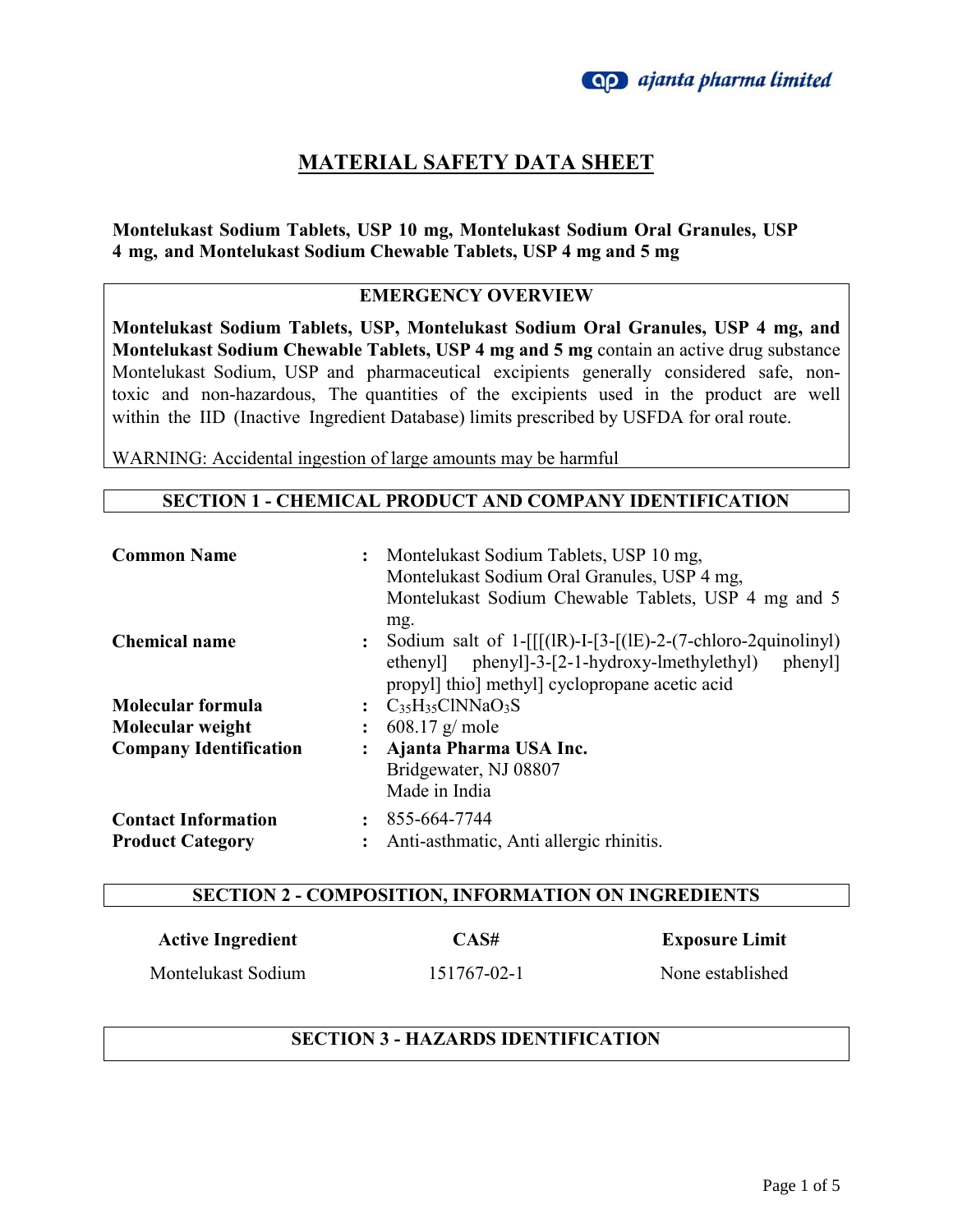# MATERIAL SAFETY DATA SHEET

**Montelukast Sodium Tablets, USP 10 mg, Montelukast Sodium Oral Granules, USP 4 mg, and Montelukast Sodium Chewable Tablets, USP 4 mg and 5 mg**

## EMERGENCY OVERVIEW

**Montelukast Sodium Tablets, USP, Montelukast Sodium Oral Granules, USP 4 mg, and Montelukast Sodium Chewable Tablets, USP 4 mg and 5 mg** contain an active drug substance Montelukast Sodium, USP and pharmaceutical excipients generally considered safe, non-toxic and non-hazardous, The quantities of the excipients used in the product are well within the IID (Inactive Ingredient Database) limits prescribed by USFDA for oral route.

WARNING: Accidental ingestion of large amounts may be harmful

## SECTION 1 - CHEMICAL PRODUCT AND COMPANY IDENTIFICATION

| | | |
|---|---|---|
| **Common Name** | : | Montelukast Sodium Tablets, USP 10 mg, Montelukast Sodium Oral Granules, USP 4 mg, Montelukast Sodium Chewable Tablets, USP 4 mg and 5 mg. |
| **Chemical name** | : | Sodium salt of 1-[[[(lR)-I-[3-[(lE)-2-(7-chloro-2quinolinyl) ethenyl] phenyl]-3-[2-1-hydroxy-lmethylethyl) phenyl] propyl] thio] methyl] cyclopropane acetic acid |
| **Molecular formula** | : | $C_{35}H_{35}ClNNaO_3S$ |
| **Molecular weight** | : | 608.17 g/ mole |
| **Company Identification** | : | **Ajanta Pharma USA Inc.**<br>Bridgewater, NJ 08807<br>Made in India |
| **Contact Information** | : | 855-664-7744 |
| **Product Category** | : | Anti-asthmatic, Anti allergic rhinitis. |

## SECTION 2 - COMPOSITION, INFORMATION ON INGREDIENTS

| Active Ingredient | CAS# | Exposure Limit |
|---|---|---|
| Montelukast Sodium | 151767-02-1 | None established |

## SECTION 3 - HAZARDS IDENTIFICATION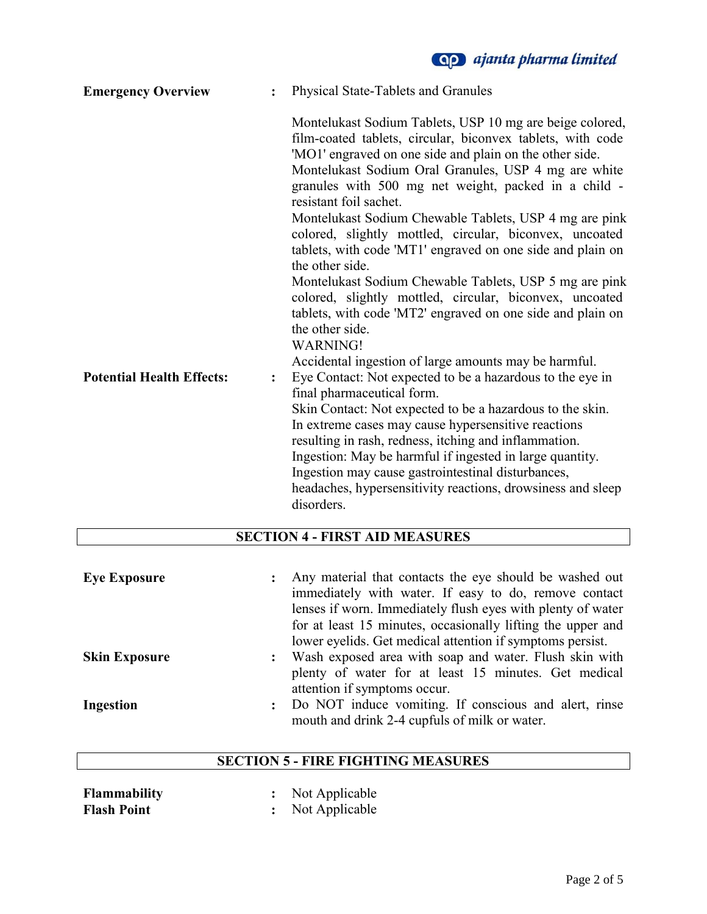**Emergency Overview** : Physical State-Tablets and Granules

Montelukast Sodium Tablets, USP 10 mg are beige colored, film-coated tablets, circular, biconvex tablets, with code 'MO1' engraved on one side and plain on the other side.
Montelukast Sodium Oral Granules, USP 4 mg are white granules with 500 mg net weight, packed in a child - resistant foil sachet.
Montelukast Sodium Chewable Tablets, USP 4 mg are pink colored, slightly mottled, circular, biconvex, uncoated tablets, with code 'MT1' engraved on one side and plain on the other side.
Montelukast Sodium Chewable Tablets, USP 5 mg are pink colored, slightly mottled, circular, biconvex, uncoated tablets, with code 'MT2' engraved on one side and plain on the other side.
WARNING!
Accidental ingestion of large amounts may be harmful.

**Potential Health Effects:** : Eye Contact: Not expected to be a hazardous to the eye in final pharmaceutical form.
Skin Contact: Not expected to be a hazardous to the skin. In extreme cases may cause hypersensitive reactions resulting in rash, redness, itching and inflammation.
Ingestion: May be harmful if ingested in large quantity. Ingestion may cause gastrointestinal disturbances, headaches, hypersensitivity reactions, drowsiness and sleep disorders.

## SECTION 4 - FIRST AID MEASURES

**Eye Exposure** : Any material that contacts the eye should be washed out immediately with water. If easy to do, remove contact lenses if worn. Immediately flush eyes with plenty of water for at least 15 minutes, occasionally lifting the upper and lower eyelids. Get medical attention if symptoms persist.

**Skin Exposure** : Wash exposed area with soap and water. Flush skin with plenty of water for at least 15 minutes. Get medical attention if symptoms occur.

**Ingestion** : Do NOT induce vomiting. If conscious and alert, rinse mouth and drink 2-4 cupfuls of milk or water.

## SECTION 5 - FIRE FIGHTING MEASURES

**Flammability** : Not Applicable
**Flash Point** : Not Applicable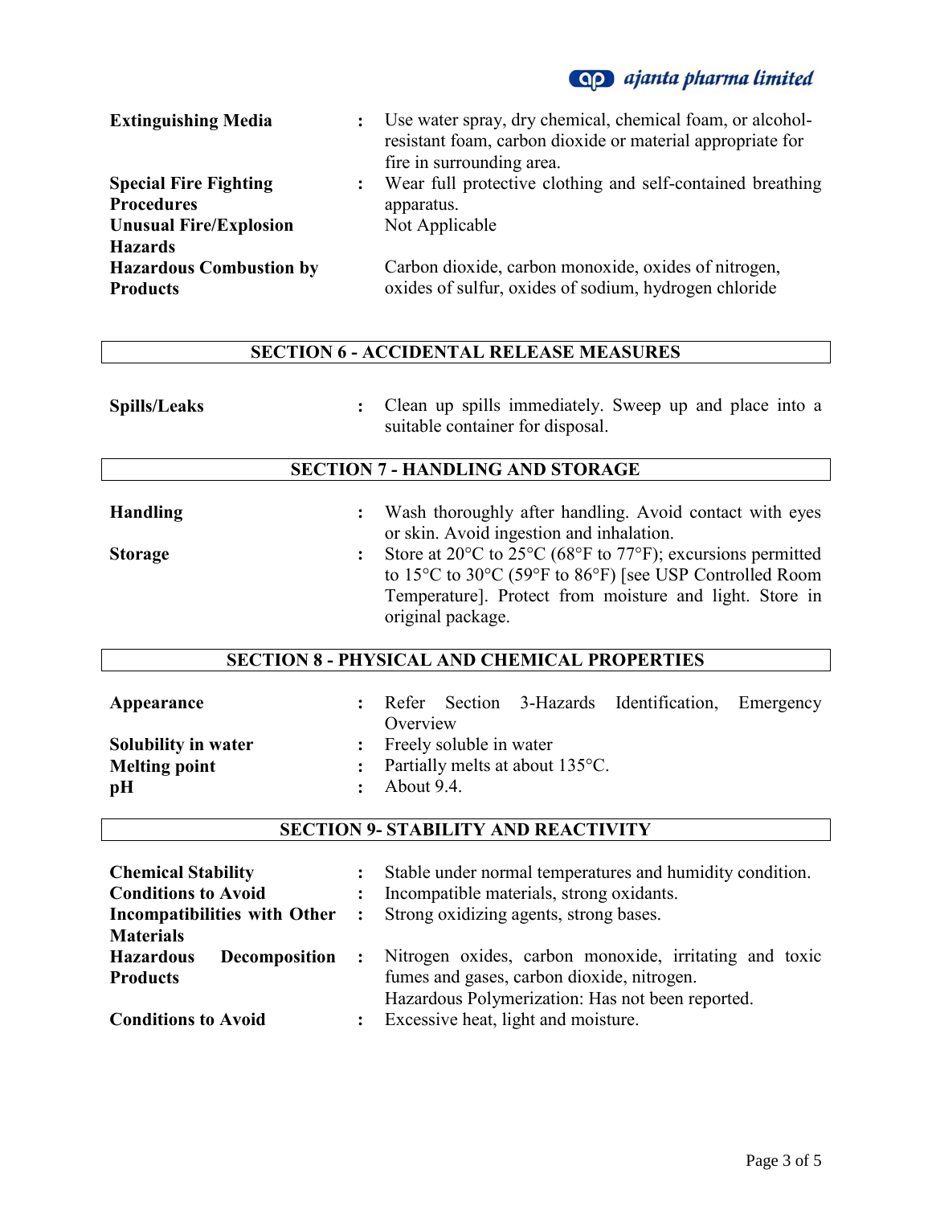| | | |
|---|---|---|
| **Extinguishing Media** | : | Use water spray, dry chemical, chemical foam, or alcohol-resistant foam, carbon dioxide or material appropriate for fire in surrounding area. |
| **Special Fire Fighting Procedures** | : | Wear full protective clothing and self-contained breathing apparatus. |
| **Unusual Fire/Explosion Hazards** | | Not Applicable |
| **Hazardous Combustion by Products** | | Carbon dioxide, carbon monoxide, oxides of nitrogen, oxides of sulfur, oxides of sodium, hydrogen chloride |

## SECTION 6 - ACCIDENTAL RELEASE MEASURES

| | | |
|---|---|---|
| **Spills/Leaks** | : | Clean up spills immediately. Sweep up and place into a suitable container for disposal. |

## SECTION 7 - HANDLING AND STORAGE

| | | |
|---|---|---|
| **Handling** | : | Wash thoroughly after handling. Avoid contact with eyes or skin. Avoid ingestion and inhalation. |
| **Storage** | : | Store at 20°C to 25°C (68°F to 77°F); excursions permitted to 15°C to 30°C (59°F to 86°F) [see USP Controlled Room Temperature]. Protect from moisture and light. Store in original package. |

## SECTION 8 - PHYSICAL AND CHEMICAL PROPERTIES

| | | |
|---|---|---|
| **Appearance** | : | Refer Section 3-Hazards Identification, Emergency Overview |
| **Solubility in water** | : | Freely soluble in water |
| **Melting point** | : | Partially melts at about 135°C. |
| **pH** | : | About 9.4. |

## SECTION 9- STABILITY AND REACTIVITY

| | | |
|---|---|---|
| **Chemical Stability** | : | Stable under normal temperatures and humidity condition. |
| **Conditions to Avoid** | : | Incompatible materials, strong oxidants. |
| **Incompatibilities with Other Materials** | : | Strong oxidizing agents, strong bases. |
| **Hazardous Decomposition Products** | : | Nitrogen oxides, carbon monoxide, irritating and toxic fumes and gases, carbon dioxide, nitrogen. Hazardous Polymerization: Has not been reported. |
| **Conditions to Avoid** | : | Excessive heat, light and moisture. |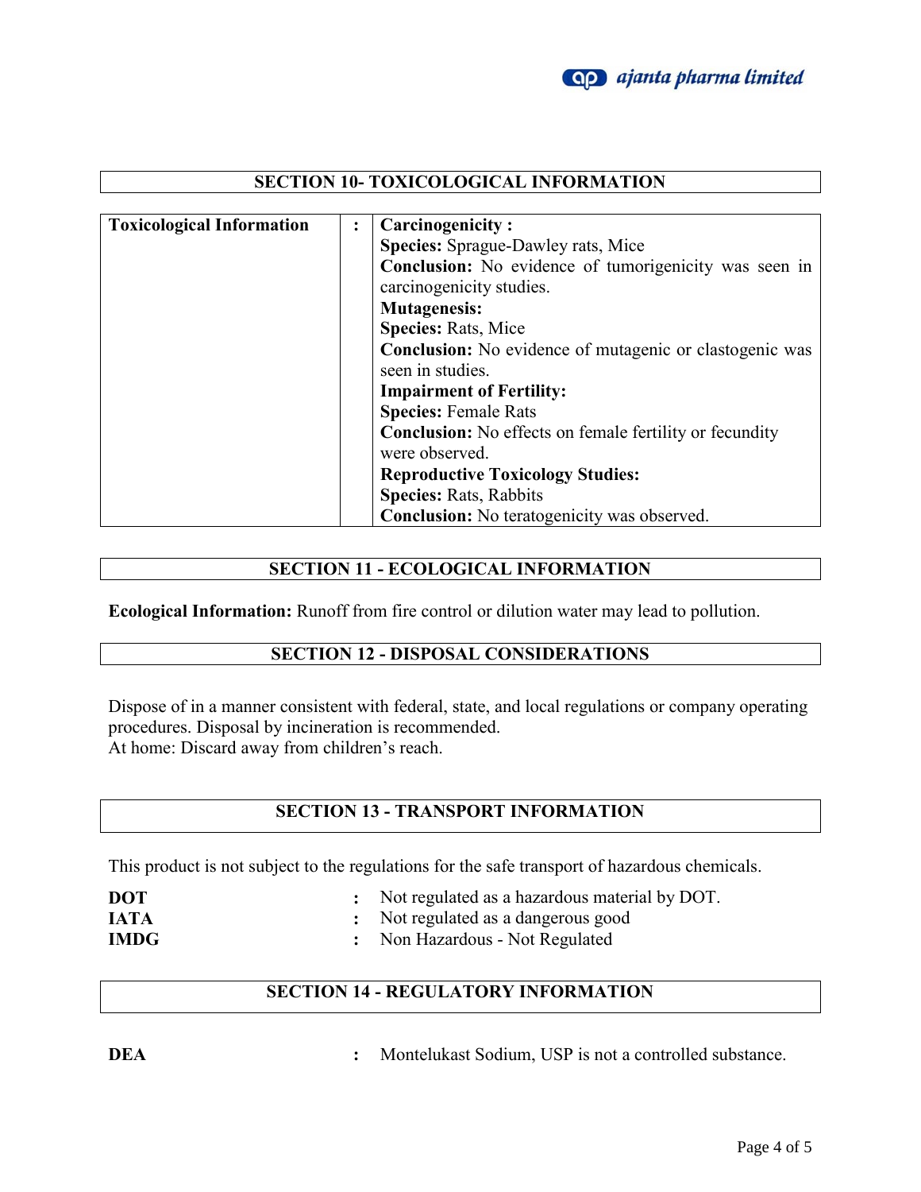## SECTION 10- TOXICOLOGICAL INFORMATION

| Toxicological Information | : | **Carcinogenicity :**<br>**Species:** Sprague-Dawley rats, Mice<br>**Conclusion:** No evidence of tumorigenicity was seen in carcinogenicity studies.<br>**Mutagenesis:**<br>**Species:** Rats, Mice<br>**Conclusion:** No evidence of mutagenic or clastogenic was seen in studies.<br>**Impairment of Fertility:**<br>**Species:** Female Rats<br>**Conclusion:** No effects on female fertility or fecundity were observed.<br>**Reproductive Toxicology Studies:**<br>**Species:** Rats, Rabbits<br>**Conclusion:** No teratogenicity was observed. |
|---|---|---|

## SECTION 11 - ECOLOGICAL INFORMATION

**Ecological Information:** Runoff from fire control or dilution water may lead to pollution.

## SECTION 12 - DISPOSAL CONSIDERATIONS

Dispose of in a manner consistent with federal, state, and local regulations or company operating procedures. Disposal by incineration is recommended.
At home: Discard away from children's reach.

## SECTION 13 - TRANSPORT INFORMATION

This product is not subject to the regulations for the safe transport of hazardous chemicals.

| | | |
|---|---|---|
| **DOT** | : | Not regulated as a hazardous material by DOT. |
| **IATA** | : | Not regulated as a dangerous good |
| **IMDG** | : | Non Hazardous - Not Regulated |

## SECTION 14 - REGULATORY INFORMATION

| | | |
|---|---|---|
| **DEA** | : | Montelukast Sodium, USP is not a controlled substance. |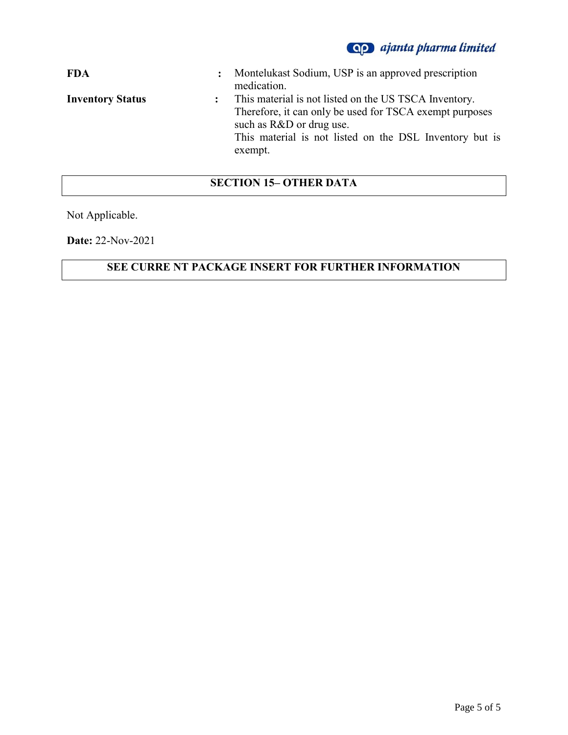| | | |
|---|---|---|
| **FDA** | : | Montelukast Sodium, USP is an approved prescription medication. |
| **Inventory Status** | : | This material is not listed on the US TSCA Inventory. Therefore, it can only be used for TSCA exempt purposes such as R&D or drug use.<br>This material is not listed on the DSL Inventory but is exempt. |

## SECTION 15– OTHER DATA

Not Applicable.

**Date:** 22-Nov-2021

**SEE CURRE NT PACKAGE INSERT FOR FURTHER INFORMATION**